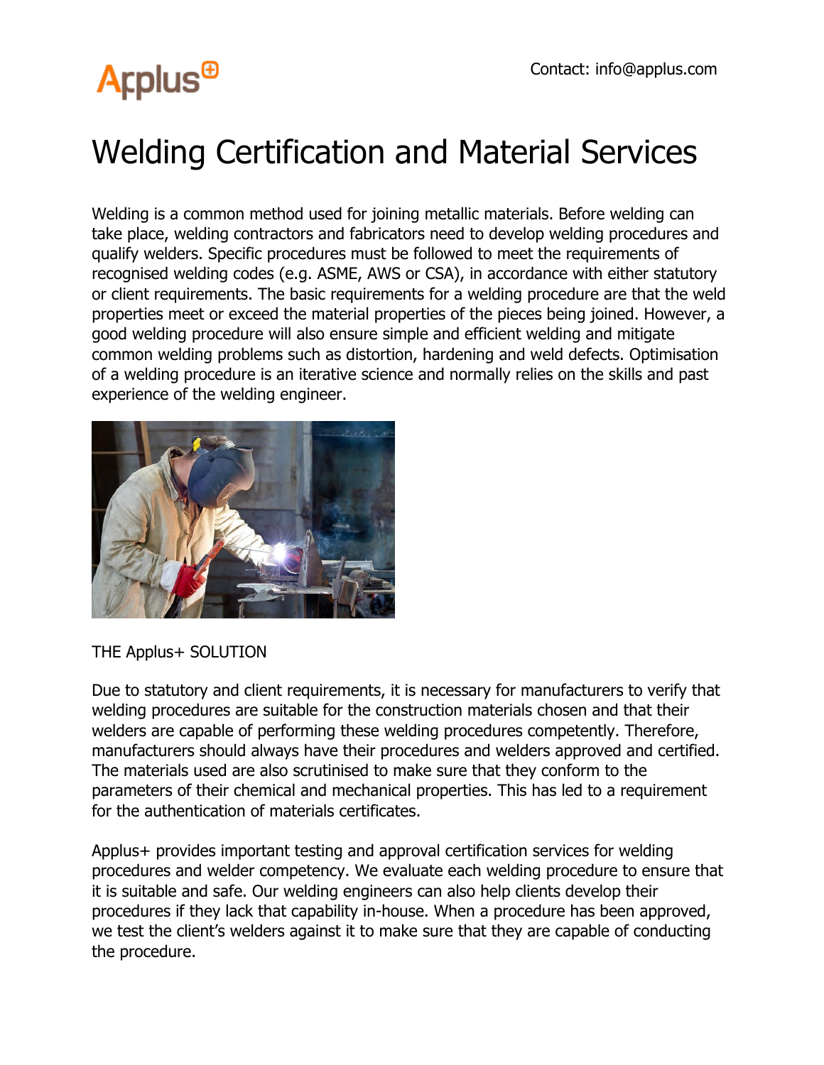Contact: info@applus.com

# Welding Certification and Material Services

Welding is a common method used for joining metallic materials. Before welding can take place, welding contractors and fabricators need to develop welding procedures and qualify welders. Specific procedures must be followed to meet the requirements of recognised welding codes (e.g. ASME, AWS or CSA), in accordance with either statutory or client requirements. The basic requirements for a welding procedure are that the weld properties meet or exceed the material properties of the pieces being joined. However, a good welding procedure will also ensure simple and efficient welding and mitigate common welding problems such as distortion, hardening and weld defects. Optimisation of a welding procedure is an iterative science and normally relies on the skills and past experience of the welding engineer.

THE Applus+ SOLUTION

Due to statutory and client requirements, it is necessary for manufacturers to verify that welding procedures are suitable for the construction materials chosen and that their welders are capable of performing these welding procedures competently. Therefore, manufacturers should always have their procedures and welders approved and certified. The materials used are also scrutinised to make sure that they conform to the parameters of their chemical and mechanical properties. This has led to a requirement for the authentication of materials certificates.

Applus+ provides important testing and approval certification services for welding procedures and welder competency. We evaluate each welding procedure to ensure that it is suitable and safe. Our welding engineers can also help clients develop their procedures if they lack that capability in-house. When a procedure has been approved, we test the client's welders against it to make sure that they are capable of conducting the procedure.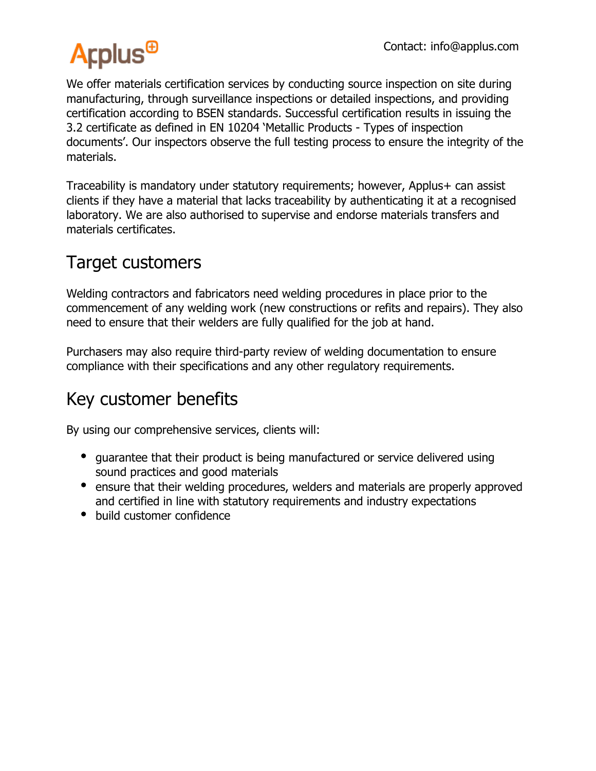We offer materials certification services by conducting source inspection on site during manufacturing, through surveillance inspections or detailed inspections, and providing certification according to BSEN standards. Successful certification results in issuing the 3.2 certificate as defined in EN 10204 'Metallic Products - Types of inspection documents'. Our inspectors observe the full testing process to ensure the integrity of the materials.

Traceability is mandatory under statutory requirements; however, Applus+ can assist clients if they have a material that lacks traceability by authenticating it at a recognised laboratory. We are also authorised to supervise and endorse materials transfers and materials certificates.

## Target customers

Welding contractors and fabricators need welding procedures in place prior to the commencement of any welding work (new constructions or refits and repairs). They also need to ensure that their welders are fully qualified for the job at hand.

Purchasers may also require third-party review of welding documentation to ensure compliance with their specifications and any other regulatory requirements.

## Key customer benefits

By using our comprehensive services, clients will:

- guarantee that their product is being manufactured or service delivered using sound practices and good materials
- ensure that their welding procedures, welders and materials are properly approved and certified in line with statutory requirements and industry expectations
- build customer confidence